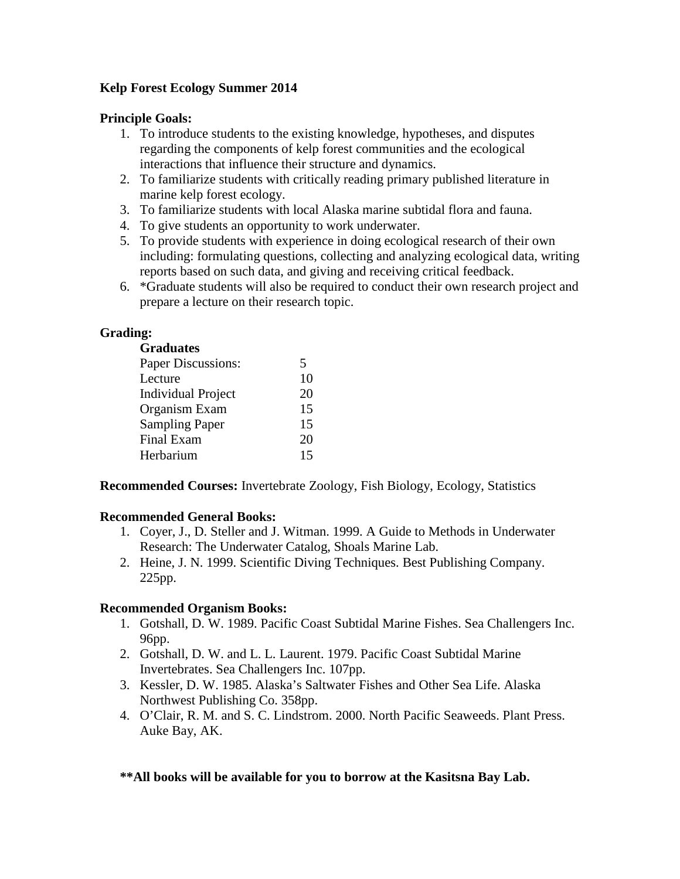**Kelp Forest Ecology Summer 2014**

**Principle Goals:**

1. To introduce students to the existing knowledge, hypotheses, and disputes regarding the components of kelp forest communities and the ecological interactions that influence their structure and dynamics.
2. To familiarize students with critically reading primary published literature in marine kelp forest ecology.
3. To familiarize students with local Alaska marine subtidal flora and fauna.
4. To give students an opportunity to work underwater.
5. To provide students with experience in doing ecological research of their own including: formulating questions, collecting and analyzing ecological data, writing reports based on such data, and giving and receiving critical feedback.
6. *Graduate students will also be required to conduct their own research project and prepare a lecture on their research topic.

**Grading:**

| **Graduates** | |
|---|---|
| Paper Discussions: | 5 |
| Lecture | 10 |
| Individual Project | 20 |
| Organism Exam | 15 |
| Sampling Paper | 15 |
| Final Exam | 20 |
| Herbarium | 15 |

**Recommended Courses:** Invertebrate Zoology, Fish Biology, Ecology, Statistics

**Recommended General Books:**

1. Coyer, J., D. Steller and J. Witman. 1999. A Guide to Methods in Underwater Research: The Underwater Catalog, Shoals Marine Lab.
2. Heine, J. N. 1999. Scientific Diving Techniques. Best Publishing Company. 225pp.

**Recommended Organism Books:**

1. Gotshall, D. W. 1989. Pacific Coast Subtidal Marine Fishes. Sea Challengers Inc. 96pp.
2. Gotshall, D. W. and L. L. Laurent. 1979. Pacific Coast Subtidal Marine Invertebrates. Sea Challengers Inc. 107pp.
3. Kessler, D. W. 1985. Alaska's Saltwater Fishes and Other Sea Life. Alaska Northwest Publishing Co. 358pp.
4. O'Clair, R. M. and S. C. Lindstrom. 2000. North Pacific Seaweeds. Plant Press. Auke Bay, AK.

**\*\*All books will be available for you to borrow at the Kasitsna Bay Lab.**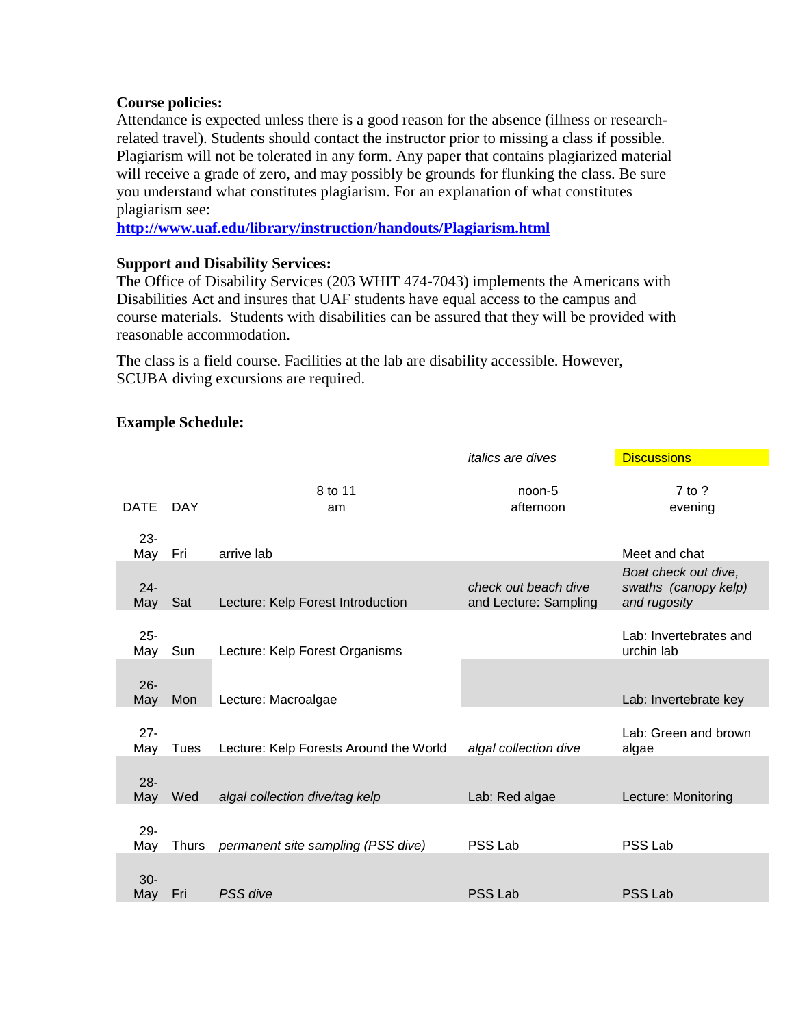**Course policies:**
Attendance is expected unless there is a good reason for the absence (illness or research-related travel). Students should contact the instructor prior to missing a class if possible. Plagiarism will not be tolerated in any form. Any paper that contains plagiarized material will receive a grade of zero, and may possibly be grounds for flunking the class. Be sure you understand what constitutes plagiarism. For an explanation of what constitutes plagiarism see:
**http://www.uaf.edu/library/instruction/handouts/Plagiarism.html**

**Support and Disability Services:**
The Office of Disability Services (203 WHIT 474-7043) implements the Americans with Disabilities Act and insures that UAF students have equal access to the campus and course materials. Students with disabilities can be assured that they will be provided with reasonable accommodation.

The class is a field course. Facilities at the lab are disability accessible. However, SCUBA diving excursions are required.

**Example Schedule:**

| | | | *italics are dives* | Discussions |
|---|---|---|---|---|
| DATE | DAY | 8 to 11 am | noon-5 afternoon | 7 to ? evening |
| 23-May | Fri | arrive lab | | Meet and chat |
| 24-May | Sat | Lecture: Kelp Forest Introduction | *check out beach dive* and Lecture: Sampling | *Boat check out dive, swaths (canopy kelp) and rugosity* |
| 25-May | Sun | Lecture: Kelp Forest Organisms | | Lab: Invertebrates and urchin lab |
| 26-May | Mon | Lecture: Macroalgae | | Lab: Invertebrate key |
| 27-May | Tues | Lecture: Kelp Forests Around the World | *algal collection dive* | Lab: Green and brown algae |
| 28-May | Wed | *algal collection dive/tag kelp* | Lab: Red algae | Lecture: Monitoring |
| 29-May | Thurs | *permanent site sampling (PSS dive)* | PSS Lab | PSS Lab |
| 30-May | Fri | *PSS dive* | PSS Lab | PSS Lab |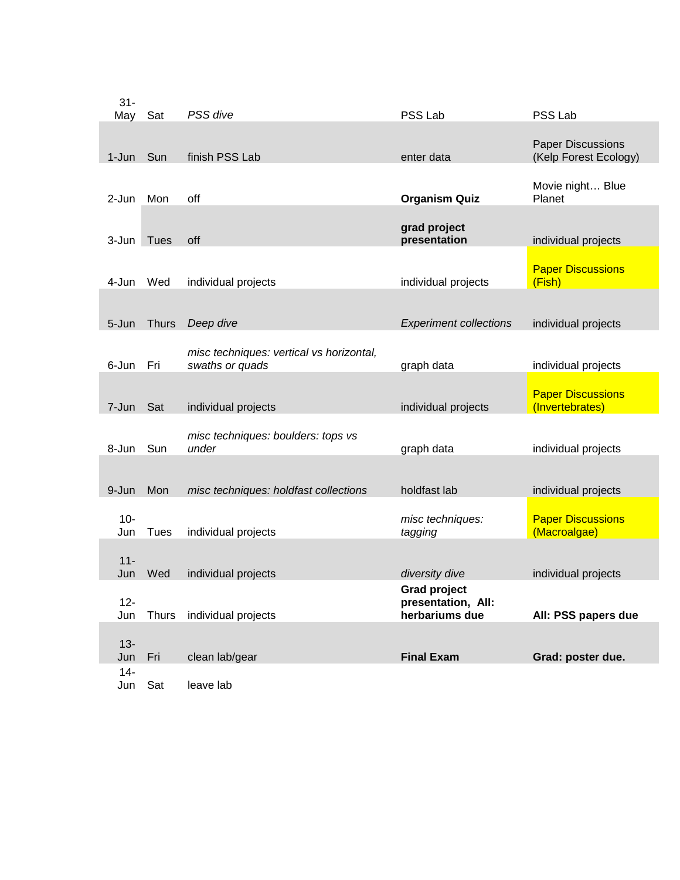| | | | | |
|---|---|---|---|---|
| 31-May | Sat | *PSS dive* | PSS Lab | PSS Lab |
| 1-Jun | Sun | finish PSS Lab | enter data | Paper Discussions (Kelp Forest Ecology) |
| 2-Jun | Mon | off | **Organism Quiz** | Movie night… Blue Planet |
| 3-Jun | Tues | off | **grad project presentation** | individual projects |
| 4-Jun | Wed | individual projects | individual projects | Paper Discussions (Fish) |
| 5-Jun | Thurs | *Deep dive* | *Experiment collections* | individual projects |
| 6-Jun | Fri | *misc techniques: vertical vs horizontal, swaths or quads* | graph data | individual projects |
| 7-Jun | Sat | individual projects | individual projects | Paper Discussions (Invertebrates) |
| 8-Jun | Sun | *misc techniques: boulders: tops vs under* | graph data | individual projects |
| 9-Jun | Mon | *misc techniques: holdfast collections* | holdfast lab | individual projects |
| 10-Jun | Tues | individual projects | *misc techniques: tagging* | Paper Discussions (Macroalgae) |
| 11-Jun | Wed | individual projects | *diversity dive* | individual projects |
| 12-Jun | Thurs | individual projects | **Grad project presentation, All: herbariums due** | **All: PSS papers due** |
| 13-Jun | Fri | clean lab/gear | **Final Exam** | **Grad: poster due.** |
| 14-Jun | Sat | leave lab | | |